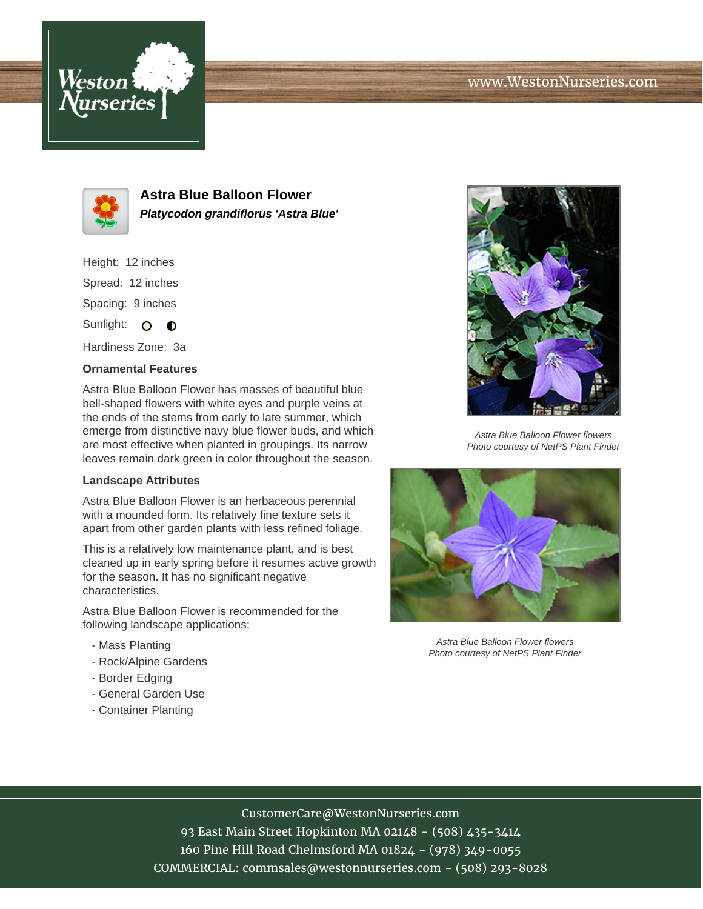Weston Nurseries

www.WestonNurseries.com

# Astra Blue Balloon Flower

***Platycodon grandiflorus 'Astra Blue'***

Height: 12 inches

Spread: 12 inches

Spacing: 9 inches

Sunlight:

Hardiness Zone: 3a

### Ornamental Features

Astra Blue Balloon Flower has masses of beautiful blue bell-shaped flowers with white eyes and purple veins at the ends of the stems from early to late summer, which emerge from distinctive navy blue flower buds, and which are most effective when planted in groupings. Its narrow leaves remain dark green in color throughout the season.

### Landscape Attributes

Astra Blue Balloon Flower is an herbaceous perennial with a mounded form. Its relatively fine texture sets it apart from other garden plants with less refined foliage.

This is a relatively low maintenance plant, and is best cleaned up in early spring before it resumes active growth for the season. It has no significant negative characteristics.

Astra Blue Balloon Flower is recommended for the following landscape applications;

- Mass Planting
- Rock/Alpine Gardens
- Border Edging
- General Garden Use
- Container Planting

*Astra Blue Balloon Flower flowers*
*Photo courtesy of NetPS Plant Finder*

*Astra Blue Balloon Flower flowers*
*Photo courtesy of NetPS Plant Finder*

CustomerCare@WestonNurseries.com
93 East Main Street Hopkinton MA 02148 - (508) 435-3414
160 Pine Hill Road Chelmsford MA 01824 - (978) 349-0055
COMMERCIAL: commsales@westonnurseries.com - (508) 293-8028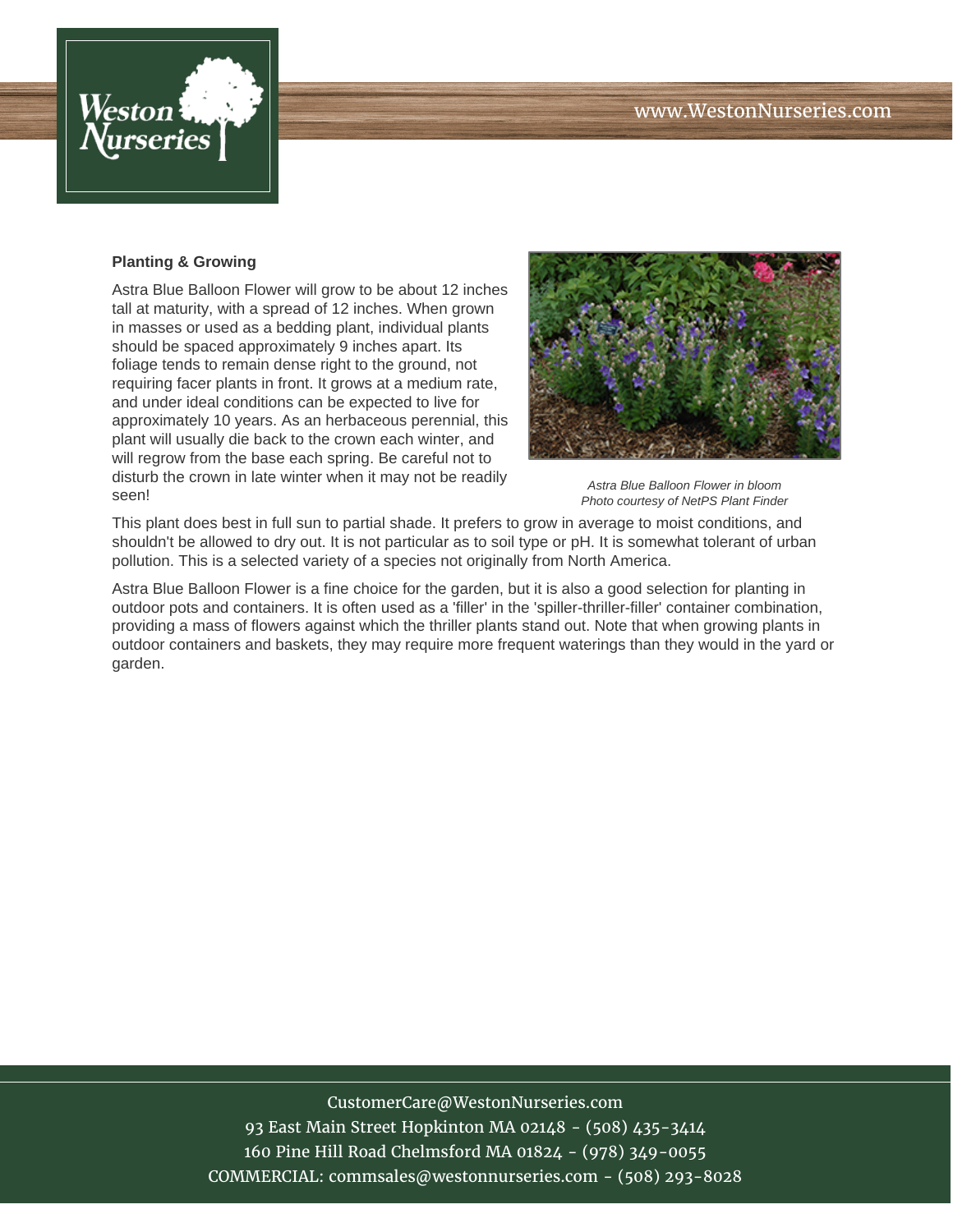**Planting & Growing**

Astra Blue Balloon Flower will grow to be about 12 inches tall at maturity, with a spread of 12 inches. When grown in masses or used as a bedding plant, individual plants should be spaced approximately 9 inches apart. Its foliage tends to remain dense right to the ground, not requiring facer plants in front. It grows at a medium rate, and under ideal conditions can be expected to live for approximately 10 years. As an herbaceous perennial, this plant will usually die back to the crown each winter, and will regrow from the base each spring. Be careful not to disturb the crown in late winter when it may not be readily seen!

*Astra Blue Balloon Flower in bloom*
*Photo courtesy of NetPS Plant Finder*

This plant does best in full sun to partial shade. It prefers to grow in average to moist conditions, and shouldn't be allowed to dry out. It is not particular as to soil type or pH. It is somewhat tolerant of urban pollution. This is a selected variety of a species not originally from North America.

Astra Blue Balloon Flower is a fine choice for the garden, but it is also a good selection for planting in outdoor pots and containers. It is often used as a 'filler' in the 'spiller-thriller-filler' container combination, providing a mass of flowers against which the thriller plants stand out. Note that when growing plants in outdoor containers and baskets, they may require more frequent waterings than they would in the yard or garden.